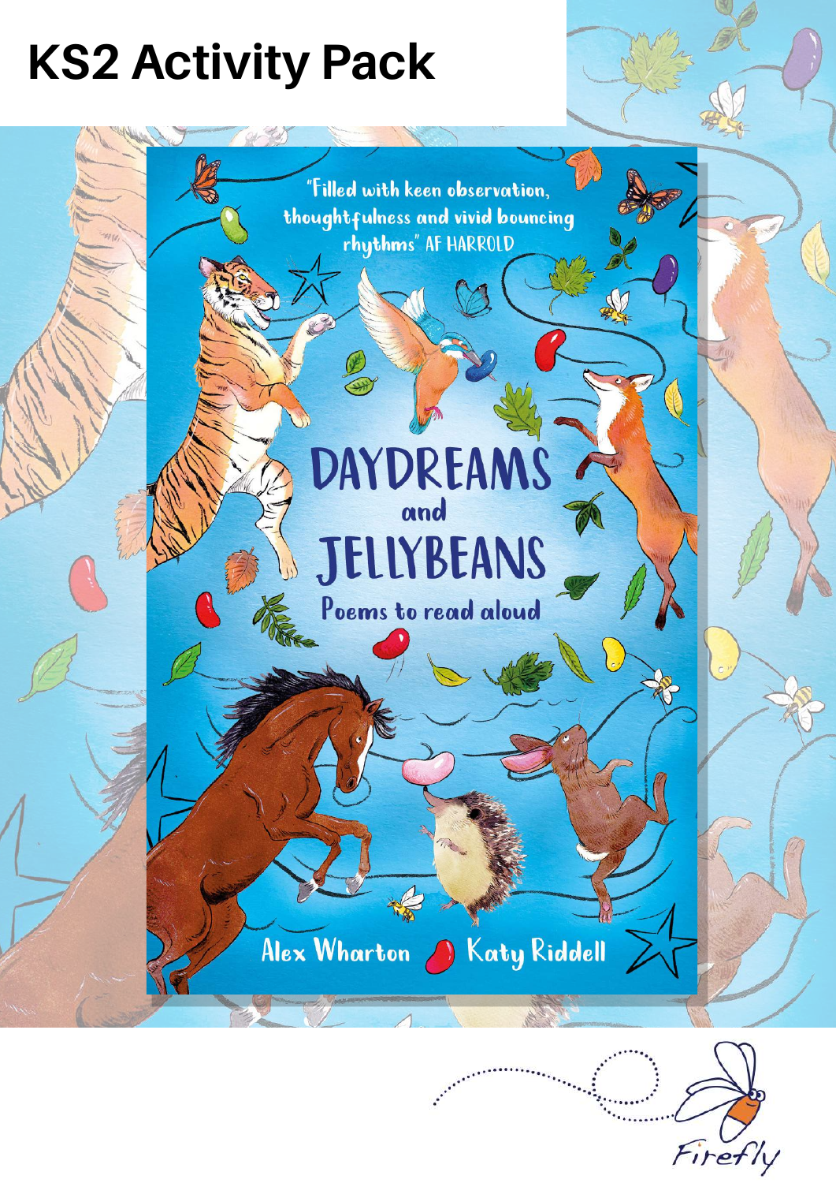# KS2 Activity Pack

"Filled with keen observation, thoughtfulness and vivid bouncing rhythms" AF HARROLD

DAYDREAMS and JELLYBEANS

Poems to read aloud

Alex Wharton Katy Riddell

Firefly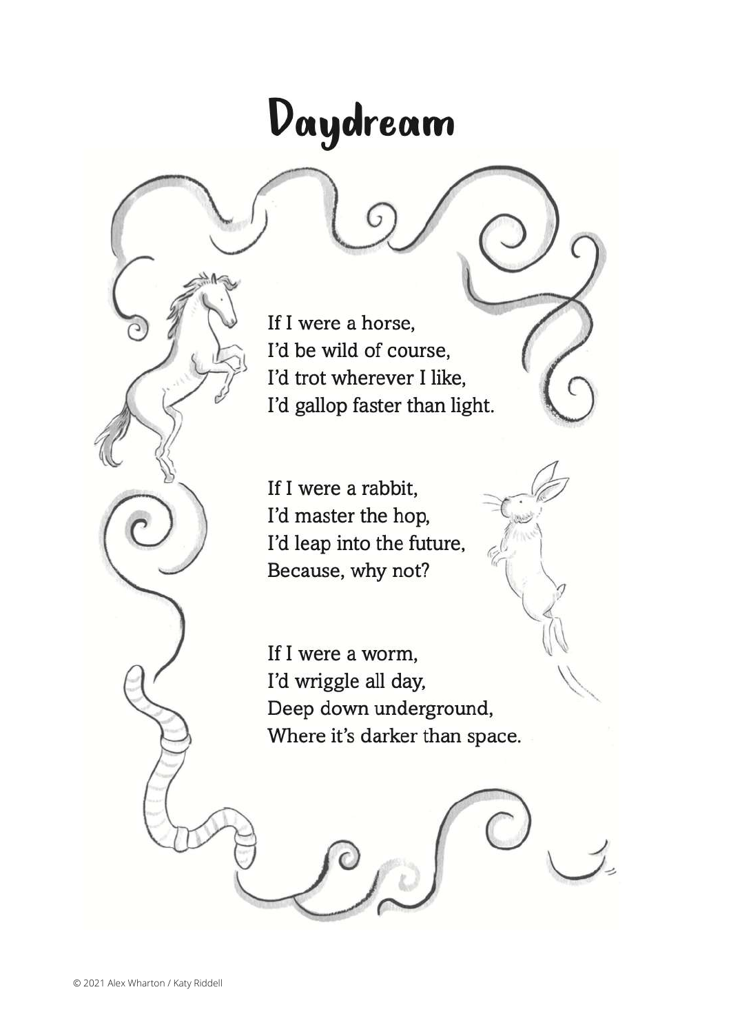# Daydream

If I were a horse,  
I'd be wild of course,  
I'd trot wherever I like,  
I'd gallop faster than light.

If I were a rabbit,  
I'd master the hop,  
I'd leap into the future,  
Because, why not?

If I were a worm,  
I'd wriggle all day,  
Deep down underground,  
Where it's darker than space.

© 2021 Alex Wharton / Katy Riddell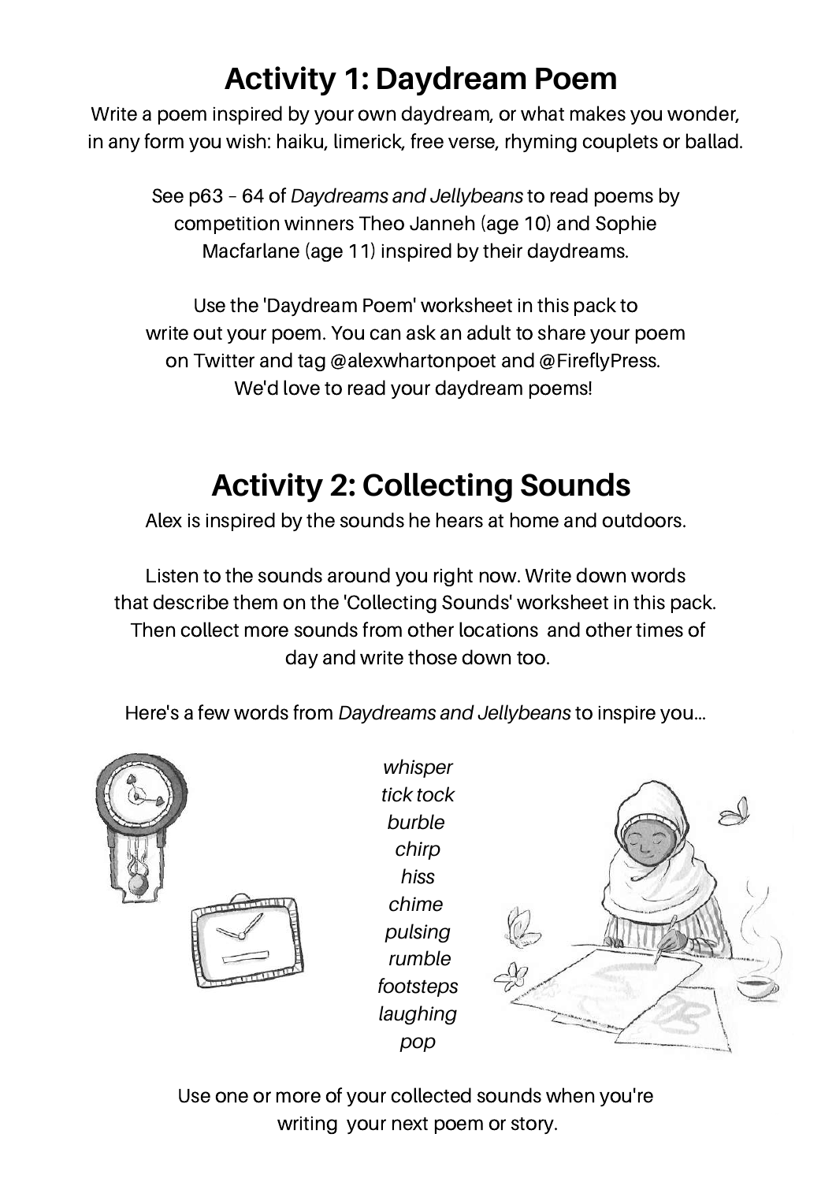## Activity 1: Daydream Poem

Write a poem inspired by your own daydream, or what makes you wonder, in any form you wish: haiku, limerick, free verse, rhyming couplets or ballad.

See p63 – 64 of *Daydreams and Jellybeans* to read poems by competition winners Theo Janneh (age 10) and Sophie Macfarlane (age 11) inspired by their daydreams.

Use the 'Daydream Poem' worksheet in this pack to write out your poem. You can ask an adult to share your poem on Twitter and tag @alexwhartonpoet and @FireflyPress. We'd love to read your daydream poems!

## Activity 2: Collecting Sounds

Alex is inspired by the sounds he hears at home and outdoors.

Listen to the sounds around you right now. Write down words that describe them on the 'Collecting Sounds' worksheet in this pack. Then collect more sounds from other locations and other times of day and write those down too.

Here's a few words from *Daydreams and Jellybeans* to inspire you...

*whisper*
*tick tock*
*burble*
*chirp*
*hiss*
*chime*
*pulsing*
*rumble*
*footsteps*
*laughing*
*pop*

Use one or more of your collected sounds when you're writing your next poem or story.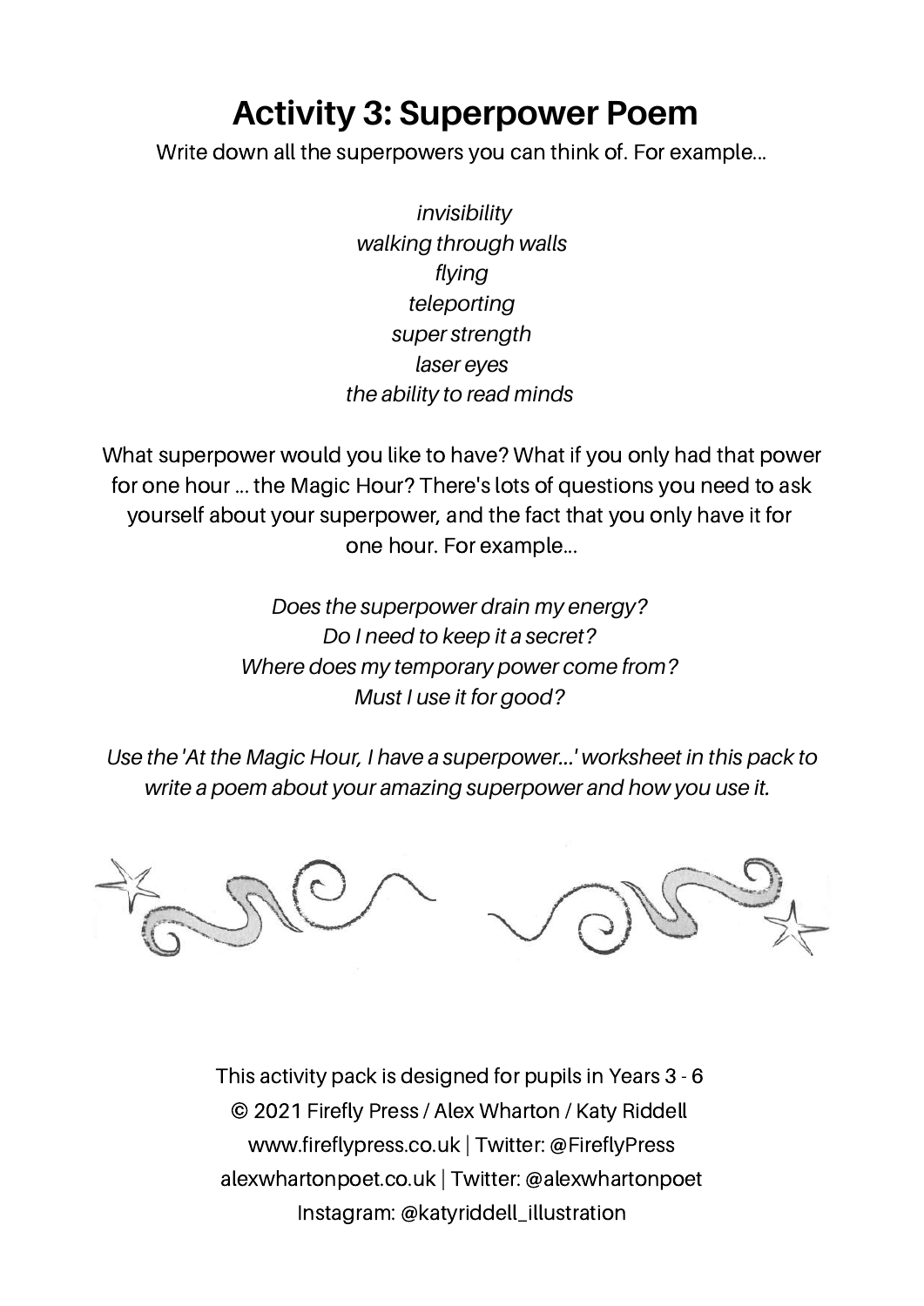# Activity 3: Superpower Poem

Write down all the superpowers you can think of. For example...

*invisibility*
*walking through walls*
*flying*
*teleporting*
*super strength*
*laser eyes*
*the ability to read minds*

What superpower would you like to have? What if you only had that power for one hour ... the Magic Hour? There's lots of questions you need to ask yourself about your superpower, and the fact that you only have it for one hour. For example...

*Does the superpower drain my energy?*
*Do I need to keep it a secret?*
*Where does my temporary power come from?*
*Must I use it for good?*

*Use the 'At the Magic Hour, I have a superpower...' worksheet in this pack to write a poem about your amazing superpower and how you use it.*

This activity pack is designed for pupils in Years 3 - 6
© 2021 Firefly Press / Alex Wharton / Katy Riddell
www.fireflypress.co.uk | Twitter: @FireflyPress
alexwhartonpoet.co.uk | Twitter: @alexwhartonpoet
Instagram: @katyriddell_illustration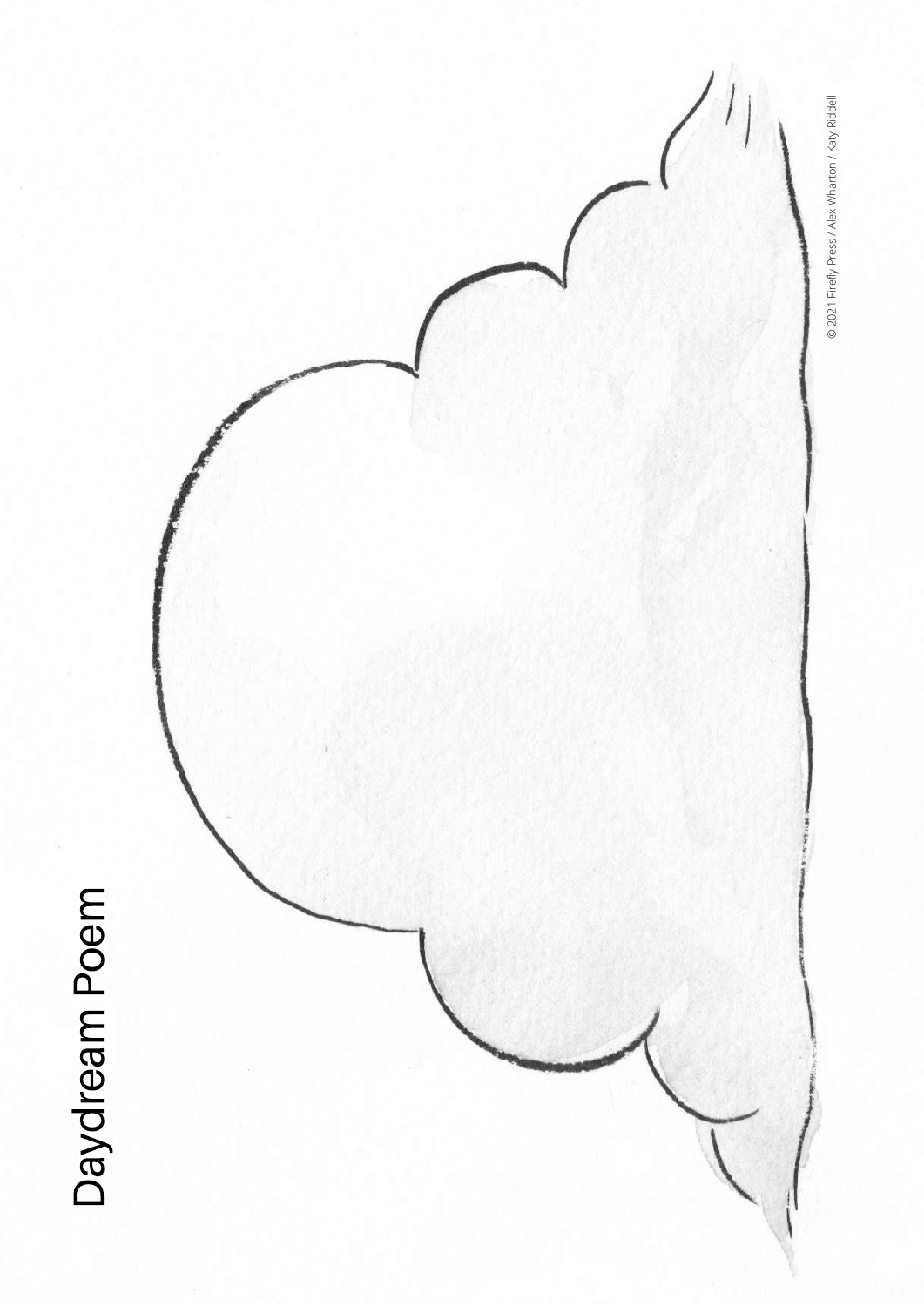# Daydream Poem

© 2021 Firefly Press / Alex Wharton / Katy Riddell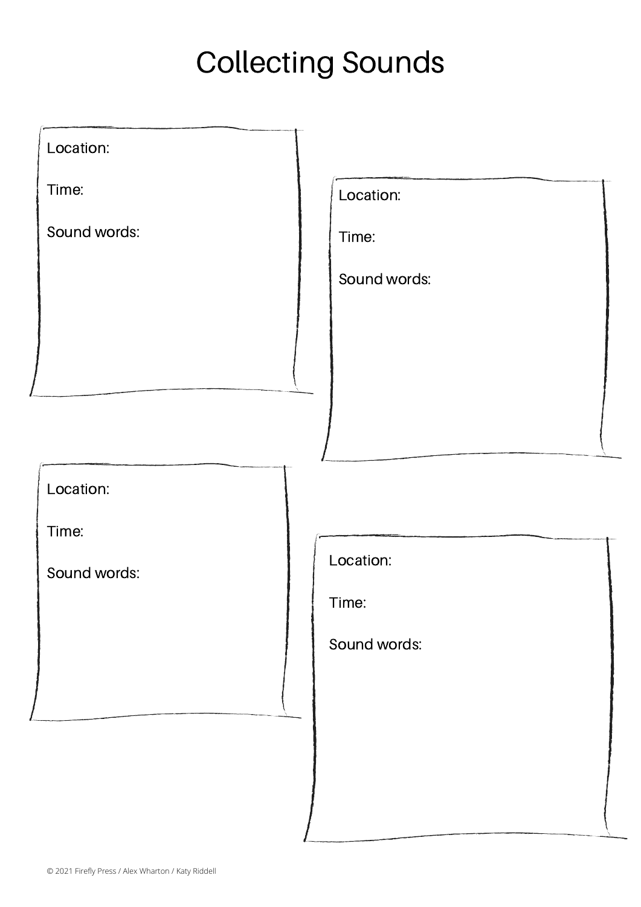# Collecting Sounds

Location:

Time:

Sound words:

Location:

Time:

Sound words:

Location:

Time:

Sound words:

Location:

Time:

Sound words:

© 2021 Firefly Press / Alex Wharton / Katy Riddell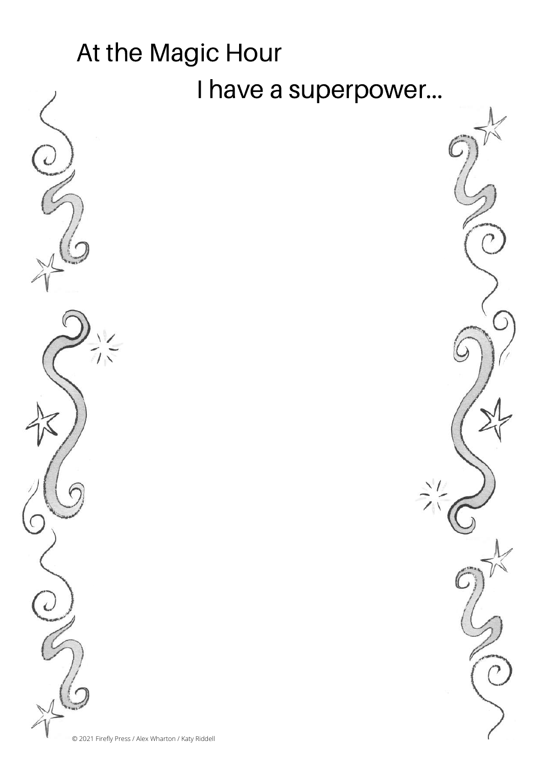At the Magic Hour

I have a superpower...

© 2021 Firefly Press / Alex Wharton / Katy Riddell